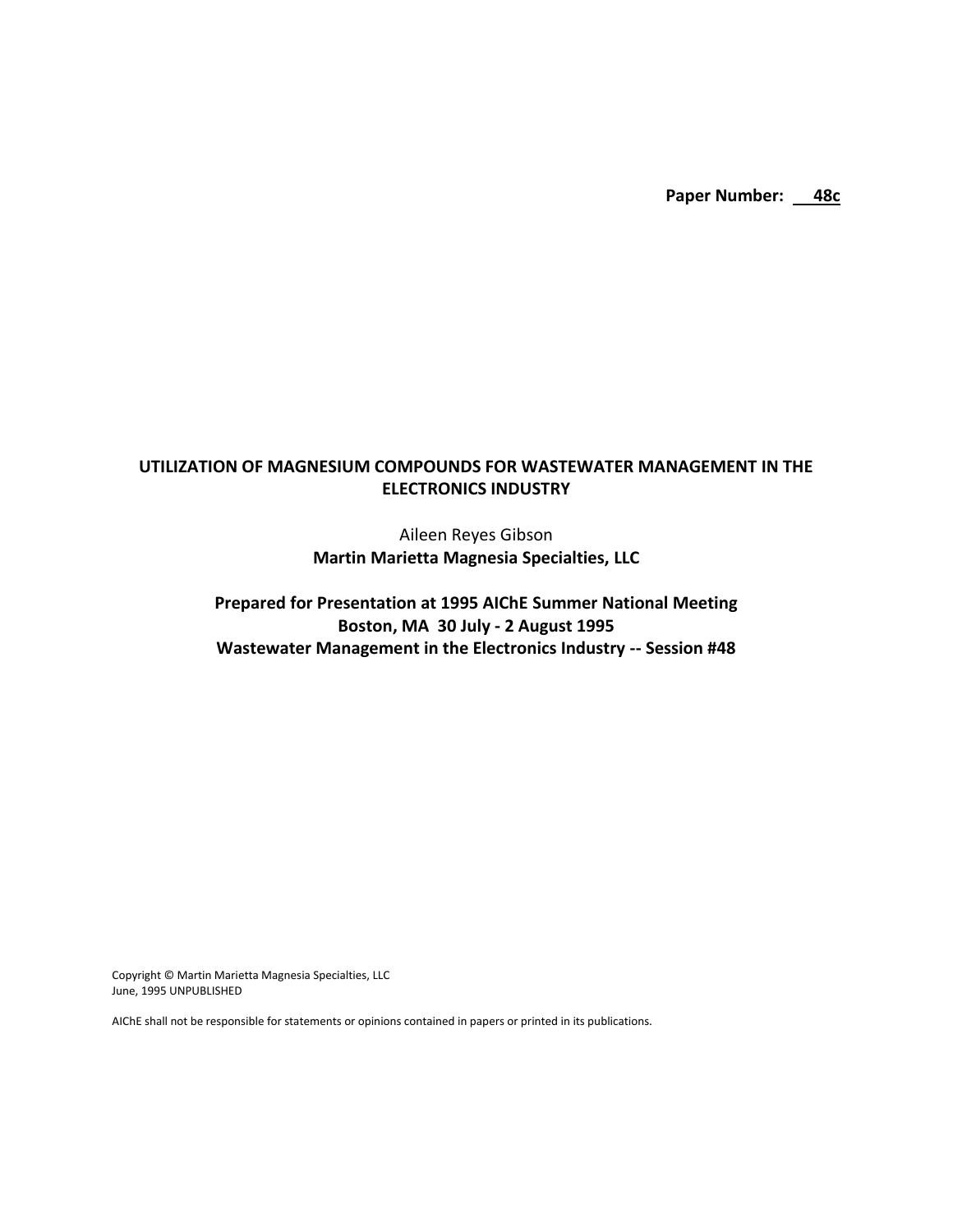**Paper Number: 48c**

# UTILIZATION OF MAGNESIUM COMPOUNDS FOR WASTEWATER MANAGEMENT IN THE ELECTRONICS INDUSTRY

Aileen Reyes Gibson

**Martin Marietta Magnesia Specialties, LLC**

**Prepared for Presentation at 1995 AIChE Summer National Meeting**
**Boston, MA 30 July - 2 August 1995**
**Wastewater Management in the Electronics Industry -- Session #48**

Copyright © Martin Marietta Magnesia Specialties, LLC
June, 1995 UNPUBLISHED

AIChE shall not be responsible for statements or opinions contained in papers or printed in its publications.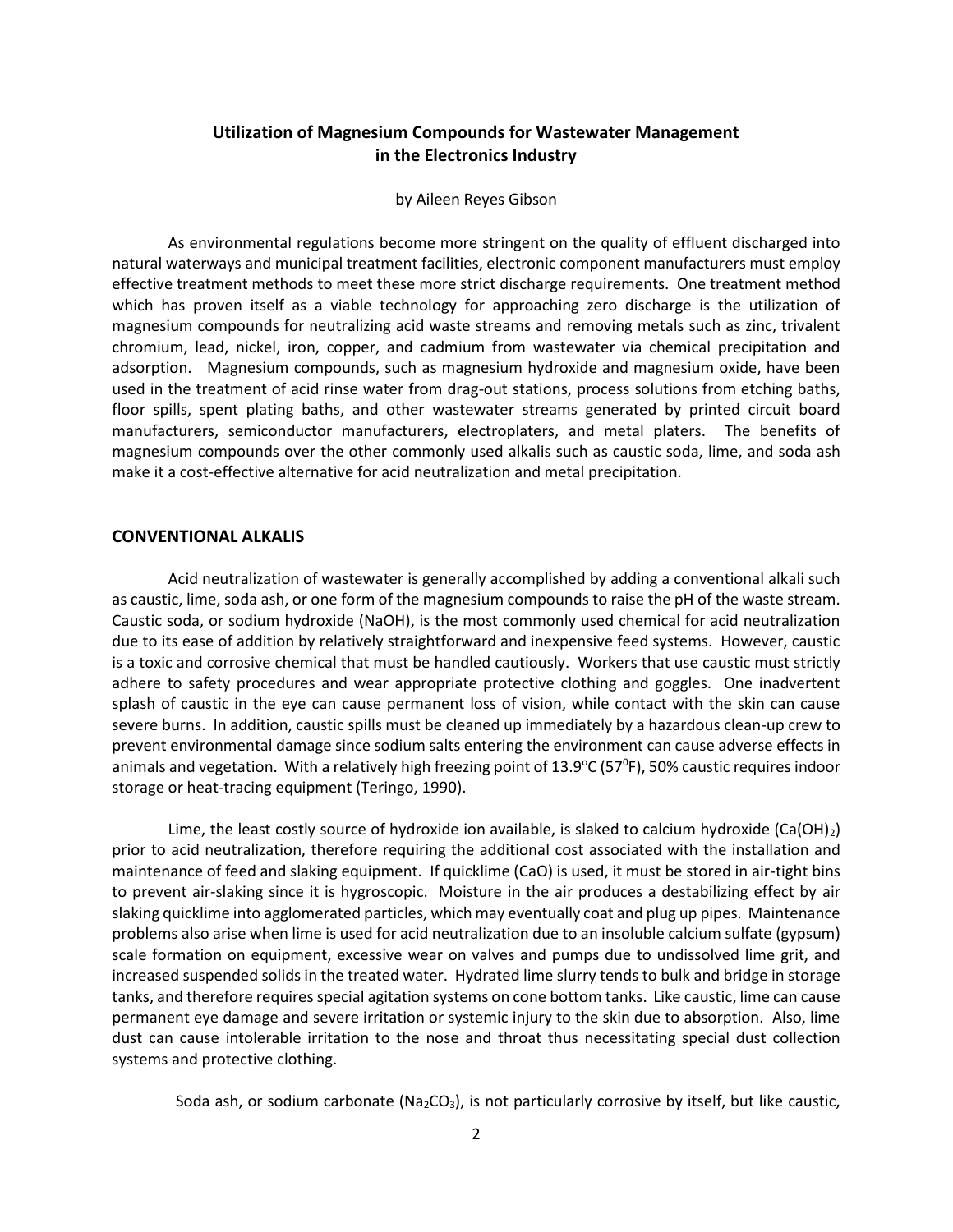# Utilization of Magnesium Compounds for Wastewater Management in the Electronics Industry

by Aileen Reyes Gibson

As environmental regulations become more stringent on the quality of effluent discharged into natural waterways and municipal treatment facilities, electronic component manufacturers must employ effective treatment methods to meet these more strict discharge requirements. One treatment method which has proven itself as a viable technology for approaching zero discharge is the utilization of magnesium compounds for neutralizing acid waste streams and removing metals such as zinc, trivalent chromium, lead, nickel, iron, copper, and cadmium from wastewater via chemical precipitation and adsorption. Magnesium compounds, such as magnesium hydroxide and magnesium oxide, have been used in the treatment of acid rinse water from drag-out stations, process solutions from etching baths, floor spills, spent plating baths, and other wastewater streams generated by printed circuit board manufacturers, semiconductor manufacturers, electroplaters, and metal platers. The benefits of magnesium compounds over the other commonly used alkalis such as caustic soda, lime, and soda ash make it a cost-effective alternative for acid neutralization and metal precipitation.

## CONVENTIONAL ALKALIS

Acid neutralization of wastewater is generally accomplished by adding a conventional alkali such as caustic, lime, soda ash, or one form of the magnesium compounds to raise the pH of the waste stream. Caustic soda, or sodium hydroxide (NaOH), is the most commonly used chemical for acid neutralization due to its ease of addition by relatively straightforward and inexpensive feed systems. However, caustic is a toxic and corrosive chemical that must be handled cautiously. Workers that use caustic must strictly adhere to safety procedures and wear appropriate protective clothing and goggles. One inadvertent splash of caustic in the eye can cause permanent loss of vision, while contact with the skin can cause severe burns. In addition, caustic spills must be cleaned up immediately by a hazardous clean-up crew to prevent environmental damage since sodium salts entering the environment can cause adverse effects in animals and vegetation. With a relatively high freezing point of 13.9°C (57°F), 50% caustic requires indoor storage or heat-tracing equipment (Teringo, 1990).

Lime, the least costly source of hydroxide ion available, is slaked to calcium hydroxide ($Ca(OH)_2$) prior to acid neutralization, therefore requiring the additional cost associated with the installation and maintenance of feed and slaking equipment. If quicklime (CaO) is used, it must be stored in air-tight bins to prevent air-slaking since it is hygroscopic. Moisture in the air produces a destabilizing effect by air slaking quicklime into agglomerated particles, which may eventually coat and plug up pipes. Maintenance problems also arise when lime is used for acid neutralization due to an insoluble calcium sulfate (gypsum) scale formation on equipment, excessive wear on valves and pumps due to undissolved lime grit, and increased suspended solids in the treated water. Hydrated lime slurry tends to bulk and bridge in storage tanks, and therefore requires special agitation systems on cone bottom tanks. Like caustic, lime can cause permanent eye damage and severe irritation or systemic injury to the skin due to absorption. Also, lime dust can cause intolerable irritation to the nose and throat thus necessitating special dust collection systems and protective clothing.

Soda ash, or sodium carbonate ($Na_2CO_3$), is not particularly corrosive by itself, but like caustic,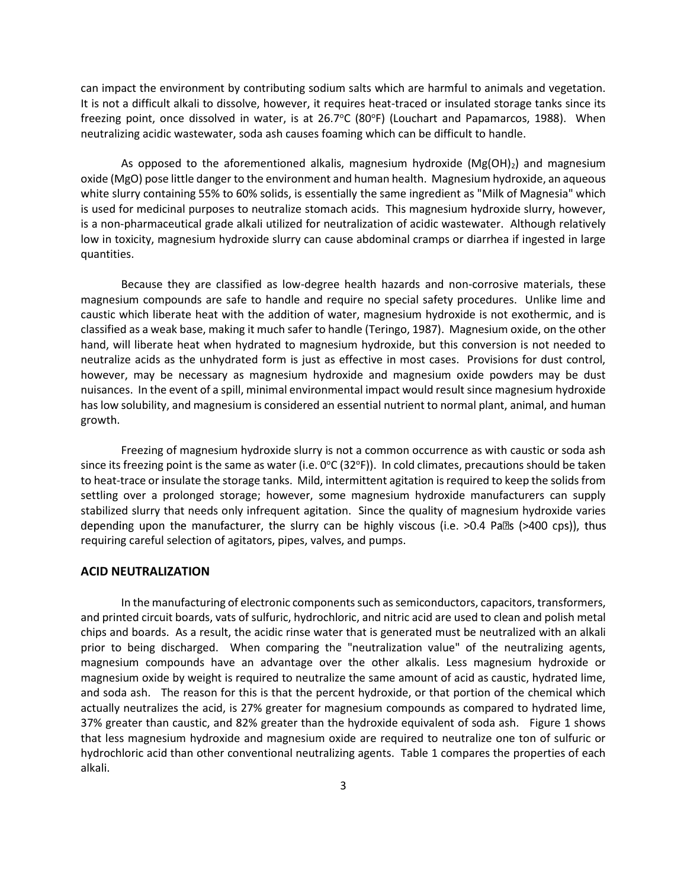can impact the environment by contributing sodium salts which are harmful to animals and vegetation. It is not a difficult alkali to dissolve, however, it requires heat-traced or insulated storage tanks since its freezing point, once dissolved in water, is at 26.7°C (80°F) (Louchart and Papamarcos, 1988). When neutralizing acidic wastewater, soda ash causes foaming which can be difficult to handle.

As opposed to the aforementioned alkalis, magnesium hydroxide ($Mg(OH)_2$) and magnesium oxide (MgO) pose little danger to the environment and human health. Magnesium hydroxide, an aqueous white slurry containing 55% to 60% solids, is essentially the same ingredient as "Milk of Magnesia" which is used for medicinal purposes to neutralize stomach acids. This magnesium hydroxide slurry, however, is a non-pharmaceutical grade alkali utilized for neutralization of acidic wastewater. Although relatively low in toxicity, magnesium hydroxide slurry can cause abdominal cramps or diarrhea if ingested in large quantities.

Because they are classified as low-degree health hazards and non-corrosive materials, these magnesium compounds are safe to handle and require no special safety procedures. Unlike lime and caustic which liberate heat with the addition of water, magnesium hydroxide is not exothermic, and is classified as a weak base, making it much safer to handle (Teringo, 1987). Magnesium oxide, on the other hand, will liberate heat when hydrated to magnesium hydroxide, but this conversion is not needed to neutralize acids as the unhydrated form is just as effective in most cases. Provisions for dust control, however, may be necessary as magnesium hydroxide and magnesium oxide powders may be dust nuisances. In the event of a spill, minimal environmental impact would result since magnesium hydroxide has low solubility, and magnesium is considered an essential nutrient to normal plant, animal, and human growth.

Freezing of magnesium hydroxide slurry is not a common occurrence as with caustic or soda ash since its freezing point is the same as water (i.e. 0°C (32°F)). In cold climates, precautions should be taken to heat-trace or insulate the storage tanks. Mild, intermittent agitation is required to keep the solids from settling over a prolonged storage; however, some magnesium hydroxide manufacturers can supply stabilized slurry that needs only infrequent agitation. Since the quality of magnesium hydroxide varies depending upon the manufacturer, the slurry can be highly viscous (i.e. >0.4 Pa·s (>400 cps)), thus requiring careful selection of agitators, pipes, valves, and pumps.

## ACID NEUTRALIZATION

In the manufacturing of electronic components such as semiconductors, capacitors, transformers, and printed circuit boards, vats of sulfuric, hydrochloric, and nitric acid are used to clean and polish metal chips and boards. As a result, the acidic rinse water that is generated must be neutralized with an alkali prior to being discharged. When comparing the "neutralization value" of the neutralizing agents, magnesium compounds have an advantage over the other alkalis. Less magnesium hydroxide or magnesium oxide by weight is required to neutralize the same amount of acid as caustic, hydrated lime, and soda ash. The reason for this is that the percent hydroxide, or that portion of the chemical which actually neutralizes the acid, is 27% greater for magnesium compounds as compared to hydrated lime, 37% greater than caustic, and 82% greater than the hydroxide equivalent of soda ash. Figure 1 shows that less magnesium hydroxide and magnesium oxide are required to neutralize one ton of sulfuric or hydrochloric acid than other conventional neutralizing agents. Table 1 compares the properties of each alkali.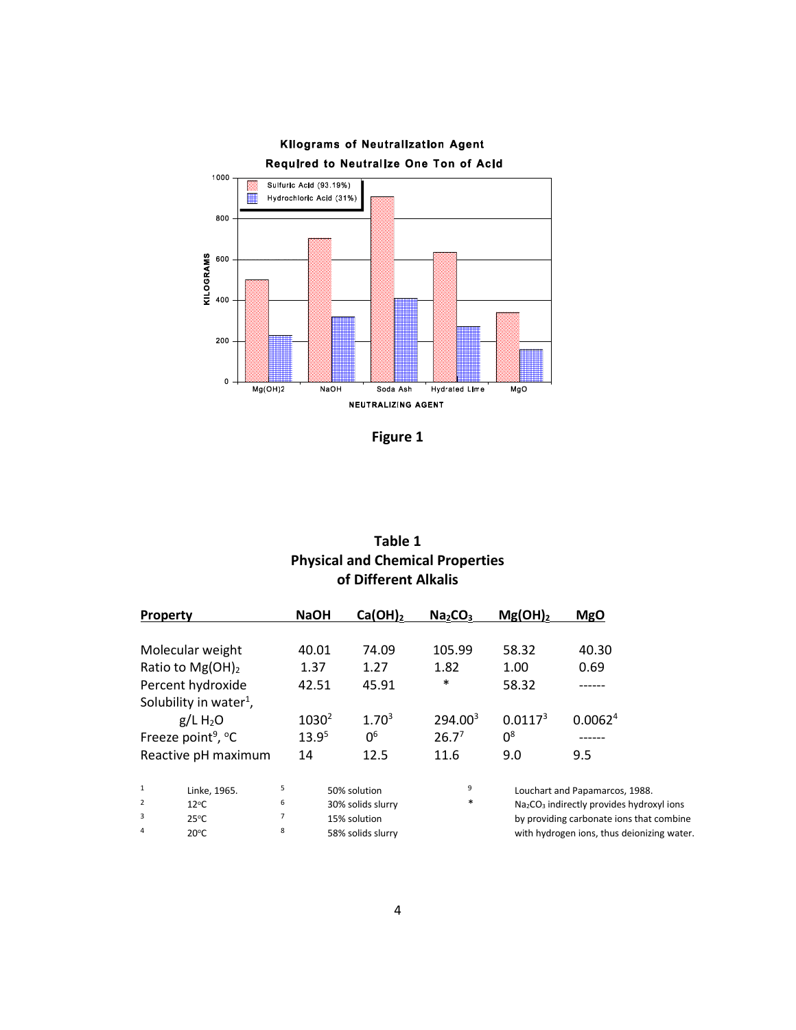**Kilograms of Neutralization Agent Required to Neutralize One Ton of Acid**

**Figure 1**

## Table 1
## Physical and Chemical Properties of Different Alkalis

| Property | NaOH | $Ca(OH)_2$ | $Na_2CO_3$ | $Mg(OH)_2$ | MgO |
|---|---|---|---|---|---|
| Molecular weight | 40.01 | 74.09 | 105.99 | 58.32 | 40.30 |
| Ratio to $Mg(OH)_2$ | 1.37 | 1.27 | 1.82 | 1.00 | 0.69 |
| Percent hydroxide | 42.51 | 45.91 | * | 58.32 | ------ |
| Solubility in water[1], g/L $H_2O$ | 1030[2] | 1.70[3] | 294.00[3] | 0.0117[3] | 0.0062[4] |
| Freeze point[9], °C | 13.9[5] | 0[6] | 26.7[7] | 0[8] | ------ |
| Reactive pH maximum | 14 | 12.5 | 11.6 | 9.0 | 9.5 |

[1] Linke, 1965.
[2] 12°C
[3] 25°C
[4] 20°C
[5] 50% solution
[6] 30% solids slurry
[7] 15% solution
[8] 58% solids slurry
[9] Louchart and Papamarcos, 1988.
* $Na_2CO_3$ indirectly provides hydroxyl ions by providing carbonate ions that combine with hydrogen ions, thus deionizing water.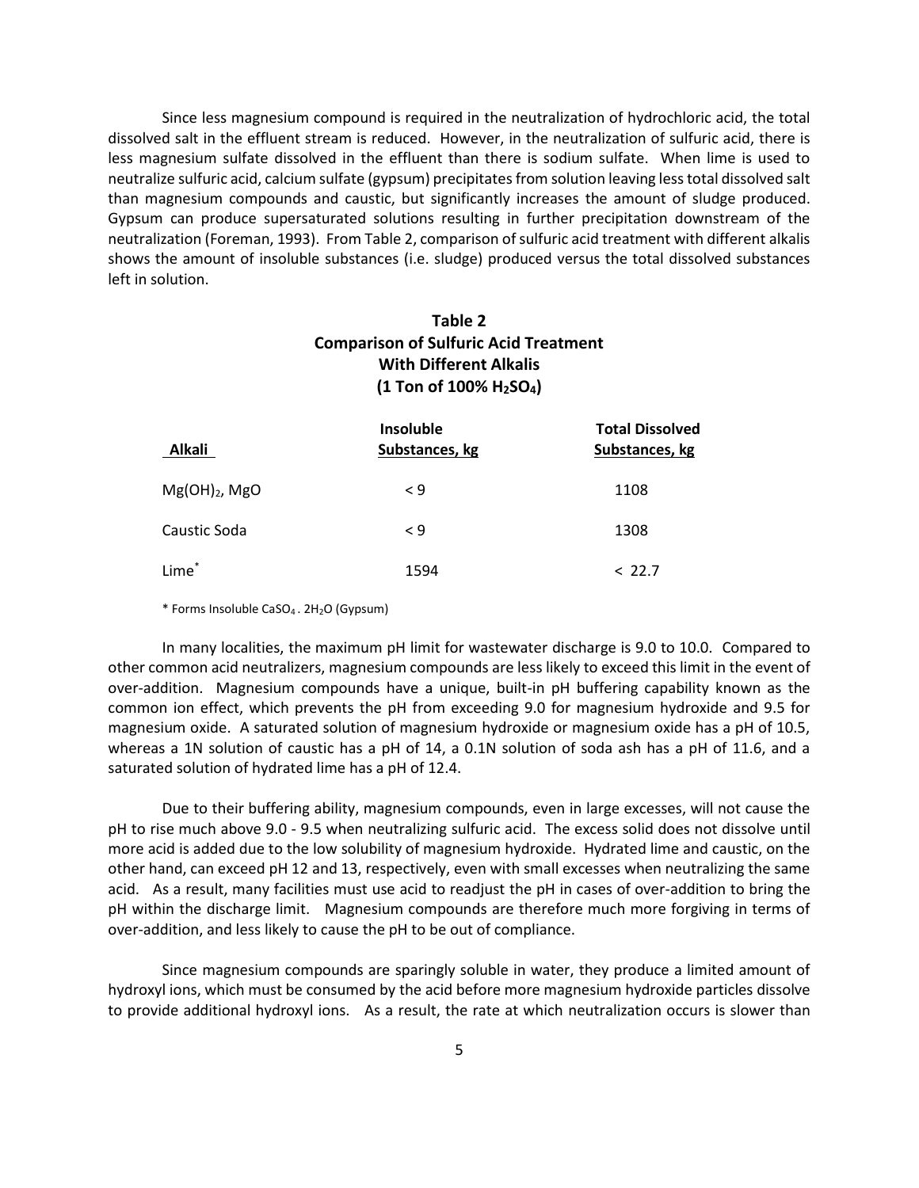Since less magnesium compound is required in the neutralization of hydrochloric acid, the total dissolved salt in the effluent stream is reduced. However, in the neutralization of sulfuric acid, there is less magnesium sulfate dissolved in the effluent than there is sodium sulfate. When lime is used to neutralize sulfuric acid, calcium sulfate (gypsum) precipitates from solution leaving less total dissolved salt than magnesium compounds and caustic, but significantly increases the amount of sludge produced. Gypsum can produce supersaturated solutions resulting in further precipitation downstream of the neutralization (Foreman, 1993). From Table 2, comparison of sulfuric acid treatment with different alkalis shows the amount of insoluble substances (i.e. sludge) produced versus the total dissolved substances left in solution.

**Table 2**
**Comparison of Sulfuric Acid Treatment**
**With Different Alkalis**
**(1 Ton of 100% $H_2SO_4$)**

| Alkali | Insoluble Substances, kg | Total Dissolved Substances, kg |
|---|---|---|
| $Mg(OH)_2$, MgO | < 9 | 1108 |
| Caustic Soda | < 9 | 1308 |
| Lime* | 1594 | < 22.7 |

\* Forms Insoluble $CaSO_4 \cdot 2H_2O$ (Gypsum)

In many localities, the maximum pH limit for wastewater discharge is 9.0 to 10.0. Compared to other common acid neutralizers, magnesium compounds are less likely to exceed this limit in the event of over-addition. Magnesium compounds have a unique, built-in pH buffering capability known as the common ion effect, which prevents the pH from exceeding 9.0 for magnesium hydroxide and 9.5 for magnesium oxide. A saturated solution of magnesium hydroxide or magnesium oxide has a pH of 10.5, whereas a 1N solution of caustic has a pH of 14, a 0.1N solution of soda ash has a pH of 11.6, and a saturated solution of hydrated lime has a pH of 12.4.

Due to their buffering ability, magnesium compounds, even in large excesses, will not cause the pH to rise much above 9.0 - 9.5 when neutralizing sulfuric acid. The excess solid does not dissolve until more acid is added due to the low solubility of magnesium hydroxide. Hydrated lime and caustic, on the other hand, can exceed pH 12 and 13, respectively, even with small excesses when neutralizing the same acid. As a result, many facilities must use acid to readjust the pH in cases of over-addition to bring the pH within the discharge limit. Magnesium compounds are therefore much more forgiving in terms of over-addition, and less likely to cause the pH to be out of compliance.

Since magnesium compounds are sparingly soluble in water, they produce a limited amount of hydroxyl ions, which must be consumed by the acid before more magnesium hydroxide particles dissolve to provide additional hydroxyl ions. As a result, the rate at which neutralization occurs is slower than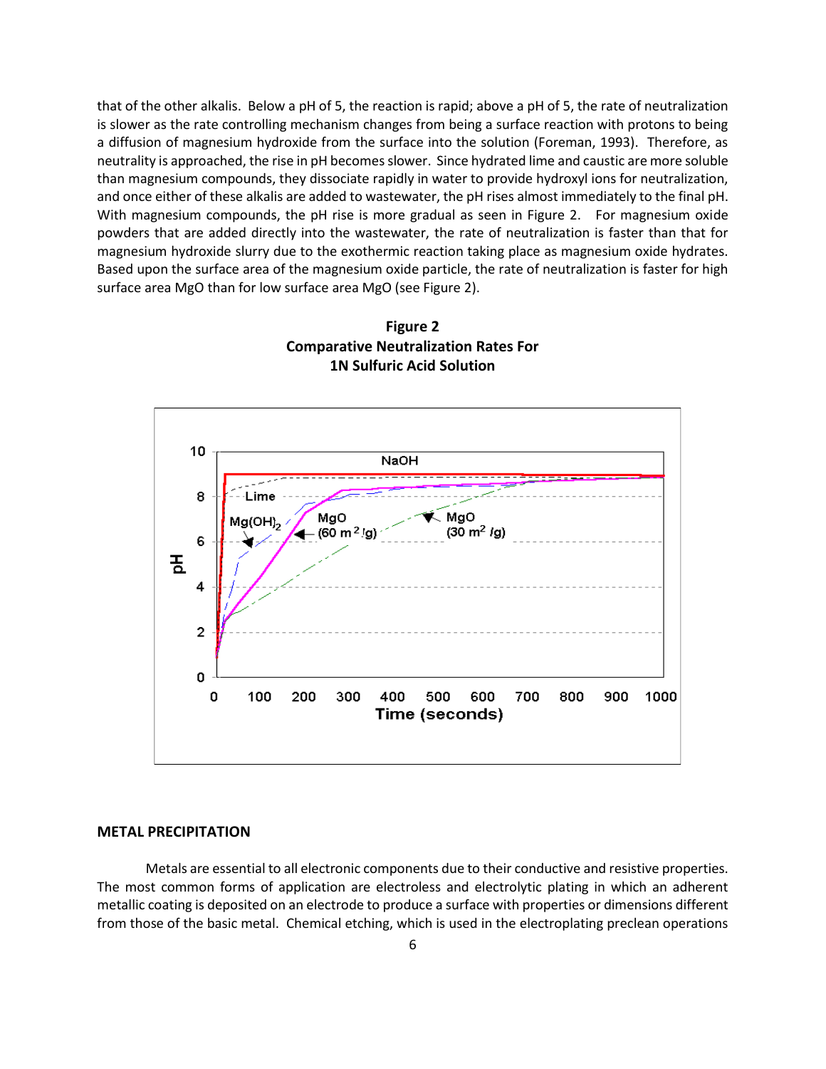that of the other alkalis. Below a pH of 5, the reaction is rapid; above a pH of 5, the rate of neutralization is slower as the rate controlling mechanism changes from being a surface reaction with protons to being a diffusion of magnesium hydroxide from the surface into the solution (Foreman, 1993). Therefore, as neutrality is approached, the rise in pH becomes slower. Since hydrated lime and caustic are more soluble than magnesium compounds, they dissociate rapidly in water to provide hydroxyl ions for neutralization, and once either of these alkalis are added to wastewater, the pH rises almost immediately to the final pH. With magnesium compounds, the pH rise is more gradual as seen in Figure 2. For magnesium oxide powders that are added directly into the wastewater, the rate of neutralization is faster than that for magnesium hydroxide slurry due to the exothermic reaction taking place as magnesium oxide hydrates. Based upon the surface area of the magnesium oxide particle, the rate of neutralization is faster for high surface area MgO than for low surface area MgO (see Figure 2).

**Figure 2**
**Comparative Neutralization Rates For**
**1N Sulfuric Acid Solution**

## METAL PRECIPITATION

Metals are essential to all electronic components due to their conductive and resistive properties. The most common forms of application are electroless and electrolytic plating in which an adherent metallic coating is deposited on an electrode to produce a surface with properties or dimensions different from those of the basic metal. Chemical etching, which is used in the electroplating preclean operations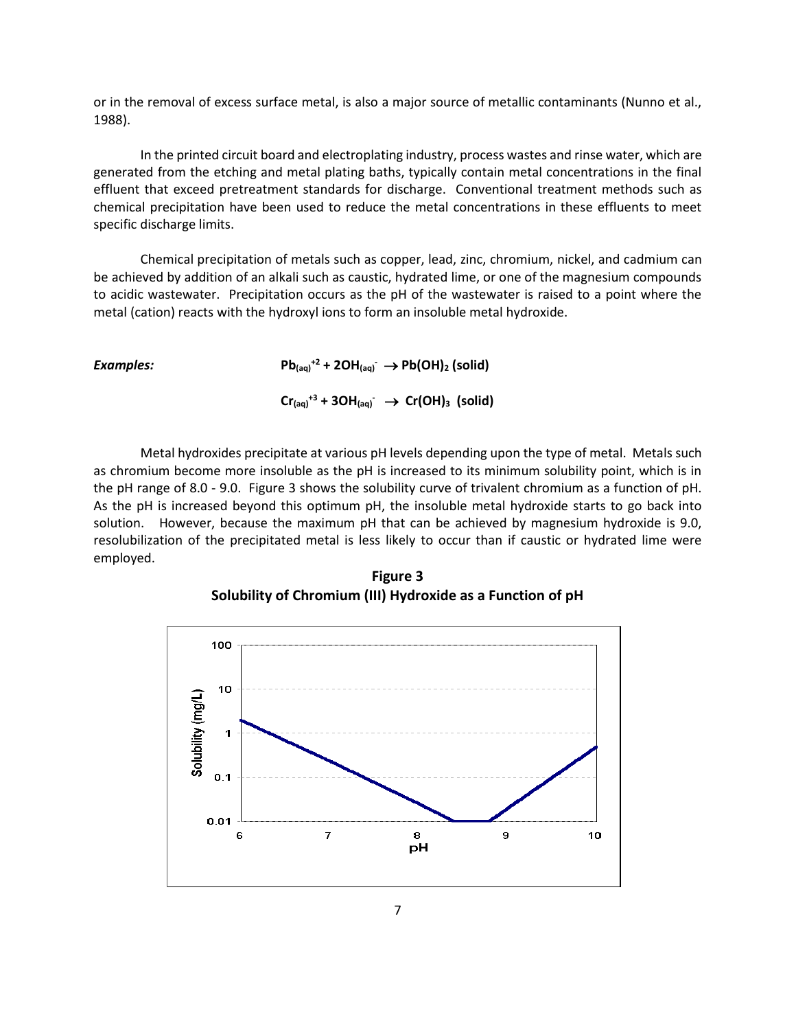or in the removal of excess surface metal, is also a major source of metallic contaminants (Nunno et al., 1988).

In the printed circuit board and electroplating industry, process wastes and rinse water, which are generated from the etching and metal plating baths, typically contain metal concentrations in the final effluent that exceed pretreatment standards for discharge. Conventional treatment methods such as chemical precipitation have been used to reduce the metal concentrations in these effluents to meet specific discharge limits.

Chemical precipitation of metals such as copper, lead, zinc, chromium, nickel, and cadmium can be achieved by addition of an alkali such as caustic, hydrated lime, or one of the magnesium compounds to acidic wastewater. Precipitation occurs as the pH of the wastewater is raised to a point where the metal (cation) reacts with the hydroxyl ions to form an insoluble metal hydroxide.

***Examples:***

$$Pb_{(aq)}^{+2} + 2OH_{(aq)}^{-} \rightarrow Pb(OH)_2 \text{ (solid)}$$

$$Cr_{(aq)}^{+3} + 3OH_{(aq)}^{-} \rightarrow Cr(OH)_3 \text{ (solid)}$$

Metal hydroxides precipitate at various pH levels depending upon the type of metal. Metals such as chromium become more insoluble as the pH is increased to its minimum solubility point, which is in the pH range of 8.0 - 9.0. Figure 3 shows the solubility curve of trivalent chromium as a function of pH. As the pH is increased beyond this optimum pH, the insoluble metal hydroxide starts to go back into solution. However, because the maximum pH that can be achieved by magnesium hydroxide is 9.0, resolubilization of the precipitated metal is less likely to occur than if caustic or hydrated lime were employed.

**Figure 3**
**Solubility of Chromium (III) Hydroxide as a Function of pH**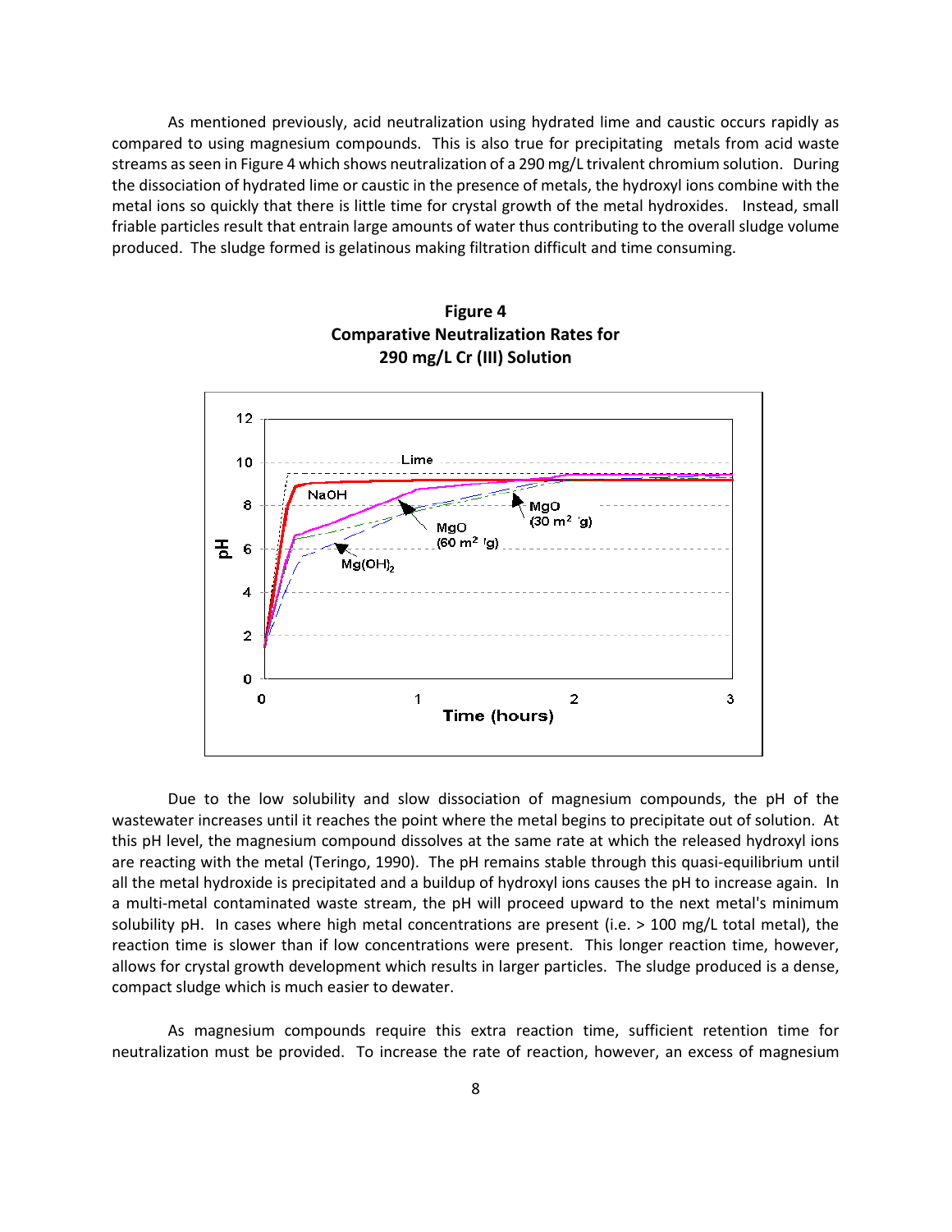As mentioned previously, acid neutralization using hydrated lime and caustic occurs rapidly as compared to using magnesium compounds. This is also true for precipitating metals from acid waste streams as seen in Figure 4 which shows neutralization of a 290 mg/L trivalent chromium solution. During the dissociation of hydrated lime or caustic in the presence of metals, the hydroxyl ions combine with the metal ions so quickly that there is little time for crystal growth of the metal hydroxides. Instead, small friable particles result that entrain large amounts of water thus contributing to the overall sludge volume produced. The sludge formed is gelatinous making filtration difficult and time consuming.

**Figure 4**
**Comparative Neutralization Rates for 290 mg/L Cr (III) Solution**

Due to the low solubility and slow dissociation of magnesium compounds, the pH of the wastewater increases until it reaches the point where the metal begins to precipitate out of solution. At this pH level, the magnesium compound dissolves at the same rate at which the released hydroxyl ions are reacting with the metal (Teringo, 1990). The pH remains stable through this quasi-equilibrium until all the metal hydroxide is precipitated and a buildup of hydroxyl ions causes the pH to increase again. In a multi-metal contaminated waste stream, the pH will proceed upward to the next metal's minimum solubility pH. In cases where high metal concentrations are present (i.e. > 100 mg/L total metal), the reaction time is slower than if low concentrations were present. This longer reaction time, however, allows for crystal growth development which results in larger particles. The sludge produced is a dense, compact sludge which is much easier to dewater.

As magnesium compounds require this extra reaction time, sufficient retention time for neutralization must be provided. To increase the rate of reaction, however, an excess of magnesium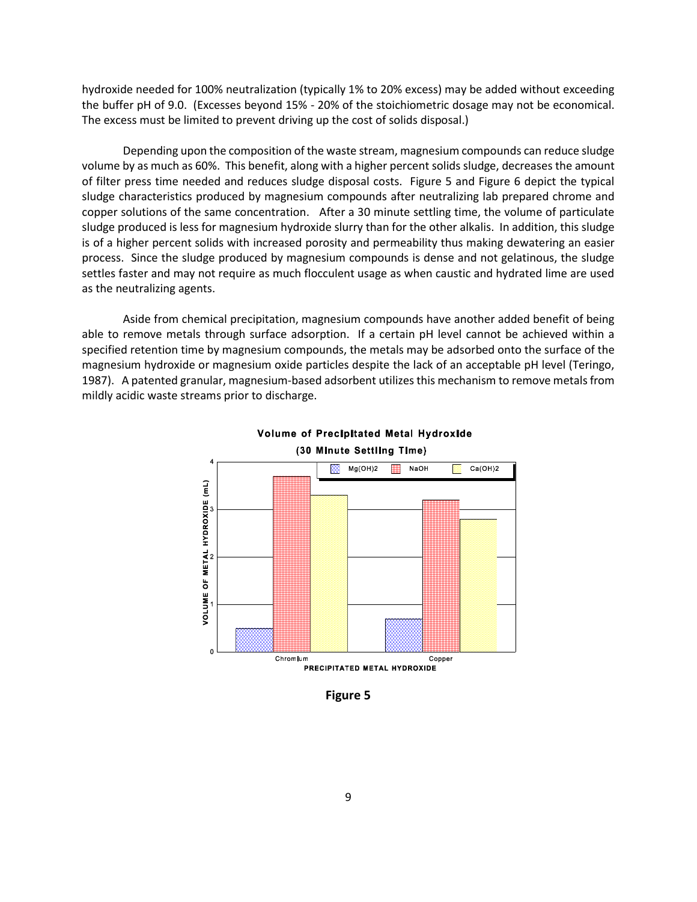hydroxide needed for 100% neutralization (typically 1% to 20% excess) may be added without exceeding the buffer pH of 9.0. (Excesses beyond 15% - 20% of the stoichiometric dosage may not be economical. The excess must be limited to prevent driving up the cost of solids disposal.)

Depending upon the composition of the waste stream, magnesium compounds can reduce sludge volume by as much as 60%. This benefit, along with a higher percent solids sludge, decreases the amount of filter press time needed and reduces sludge disposal costs. Figure 5 and Figure 6 depict the typical sludge characteristics produced by magnesium compounds after neutralizing lab prepared chrome and copper solutions of the same concentration. After a 30 minute settling time, the volume of particulate sludge produced is less for magnesium hydroxide slurry than for the other alkalis. In addition, this sludge is of a higher percent solids with increased porosity and permeability thus making dewatering an easier process. Since the sludge produced by magnesium compounds is dense and not gelatinous, the sludge settles faster and may not require as much flocculent usage as when caustic and hydrated lime are used as the neutralizing agents.

Aside from chemical precipitation, magnesium compounds have another added benefit of being able to remove metals through surface adsorption. If a certain pH level cannot be achieved within a specified retention time by magnesium compounds, the metals may be adsorbed onto the surface of the magnesium hydroxide or magnesium oxide particles despite the lack of an acceptable pH level (Teringo, 1987). A patented granular, magnesium-based adsorbent utilizes this mechanism to remove metals from mildly acidic waste streams prior to discharge.

**Volume of Precipitated Metal Hydroxide**
**(30 Minute Settling Time)**

**Figure 5**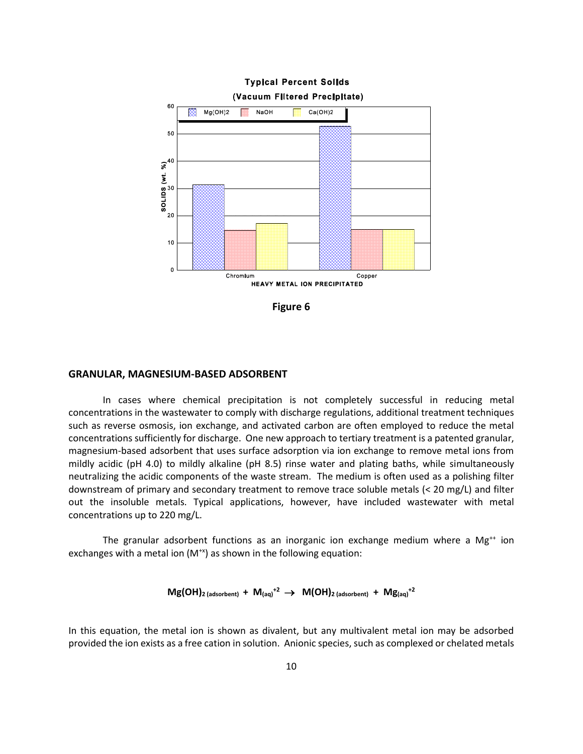Figure 6

## GRANULAR, MAGNESIUM-BASED ADSORBENT

In cases where chemical precipitation is not completely successful in reducing metal concentrations in the wastewater to comply with discharge regulations, additional treatment techniques such as reverse osmosis, ion exchange, and activated carbon are often employed to reduce the metal concentrations sufficiently for discharge. One new approach to tertiary treatment is a patented granular, magnesium-based adsorbent that uses surface adsorption via ion exchange to remove metal ions from mildly acidic (pH 4.0) to mildly alkaline (pH 8.5) rinse water and plating baths, while simultaneously neutralizing the acidic components of the waste stream. The medium is often used as a polishing filter downstream of primary and secondary treatment to remove trace soluble metals (< 20 mg/L) and filter out the insoluble metals. Typical applications, however, have included wastewater with metal concentrations up to 220 mg/L.

The granular adsorbent functions as an inorganic ion exchange medium where a $Mg^{++}$ ion exchanges with a metal ion ($M^{+x}$) as shown in the following equation:

$$Mg(OH)_{2\,(adsorbent)} + M_{(aq)}^{+2} \rightarrow M(OH)_{2\,(adsorbent)} + Mg_{(aq)}^{+2}$$

In this equation, the metal ion is shown as divalent, but any multivalent metal ion may be adsorbed provided the ion exists as a free cation in solution. Anionic species, such as complexed or chelated metals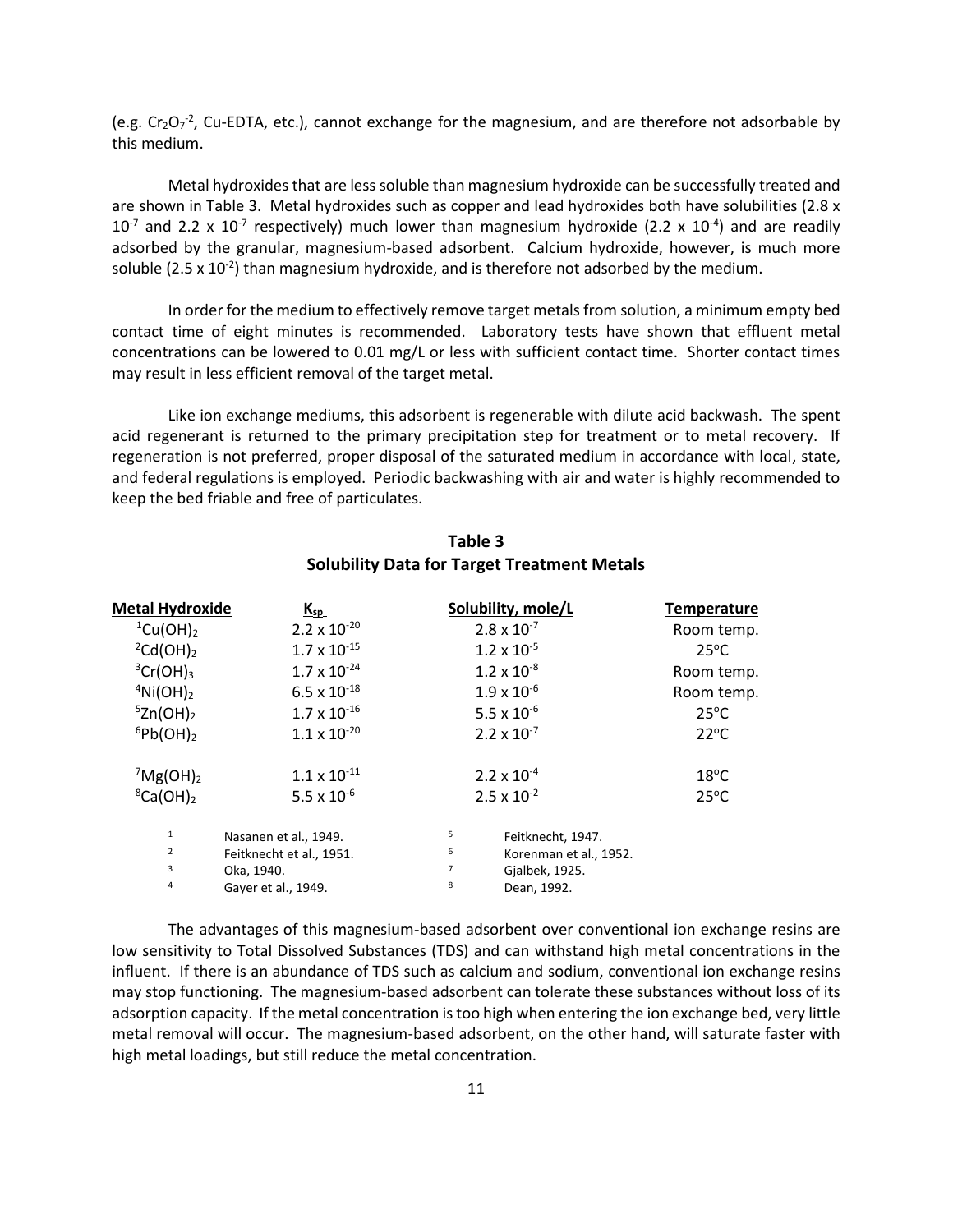(e.g. $Cr_2O_7^{-2}$, Cu-EDTA, etc.), cannot exchange for the magnesium, and are therefore not adsorbable by this medium.

Metal hydroxides that are less soluble than magnesium hydroxide can be successfully treated and are shown in Table 3. Metal hydroxides such as copper and lead hydroxides both have solubilities ($2.8 \times 10^{-7}$ and $2.2 \times 10^{-7}$ respectively) much lower than magnesium hydroxide ($2.2 \times 10^{-4}$) and are readily adsorbed by the granular, magnesium-based adsorbent. Calcium hydroxide, however, is much more soluble ($2.5 \times 10^{-2}$) than magnesium hydroxide, and is therefore not adsorbed by the medium.

In order for the medium to effectively remove target metals from solution, a minimum empty bed contact time of eight minutes is recommended. Laboratory tests have shown that effluent metal concentrations can be lowered to 0.01 mg/L or less with sufficient contact time. Shorter contact times may result in less efficient removal of the target metal.

Like ion exchange mediums, this adsorbent is regenerable with dilute acid backwash. The spent acid regenerant is returned to the primary precipitation step for treatment or to metal recovery. If regeneration is not preferred, proper disposal of the saturated medium in accordance with local, state, and federal regulations is employed. Periodic backwashing with air and water is highly recommended to keep the bed friable and free of particulates.

**Table 3**
**Solubility Data for Target Treatment Metals**

| Metal Hydroxide | $K_{sp}$ | Solubility, mole/L | Temperature |
|---|---|---|---|
| [1]$Cu(OH)_2$ | $2.2 \times 10^{-20}$ | $2.8 \times 10^{-7}$ | Room temp. |
| [2]$Cd(OH)_2$ | $1.7 \times 10^{-15}$ | $1.2 \times 10^{-5}$ | 25°C |
| [3]$Cr(OH)_3$ | $1.7 \times 10^{-24}$ | $1.2 \times 10^{-8}$ | Room temp. |
| [4]$Ni(OH)_2$ | $6.5 \times 10^{-18}$ | $1.9 \times 10^{-6}$ | Room temp. |
| [5]$Zn(OH)_2$ | $1.7 \times 10^{-16}$ | $5.5 \times 10^{-6}$ | 25°C |
| [6]$Pb(OH)_2$ | $1.1 \times 10^{-20}$ | $2.2 \times 10^{-7}$ | 22°C |
| [7]$Mg(OH)_2$ | $1.1 \times 10^{-11}$ | $2.2 \times 10^{-4}$ | 18°C |
| [8]$Ca(OH)_2$ | $5.5 \times 10^{-6}$ | $2.5 \times 10^{-2}$ | 25°C |

[1] Nasanen et al., 1949.
[2] Feitknecht et al., 1951.
[3] Oka, 1940.
[4] Gayer et al., 1949.
[5] Feitknecht, 1947.
[6] Korenman et al., 1952.
[7] Gjalbek, 1925.
[8] Dean, 1992.

The advantages of this magnesium-based adsorbent over conventional ion exchange resins are low sensitivity to Total Dissolved Substances (TDS) and can withstand high metal concentrations in the influent. If there is an abundance of TDS such as calcium and sodium, conventional ion exchange resins may stop functioning. The magnesium-based adsorbent can tolerate these substances without loss of its adsorption capacity. If the metal concentration is too high when entering the ion exchange bed, very little metal removal will occur. The magnesium-based adsorbent, on the other hand, will saturate faster with high metal loadings, but still reduce the metal concentration.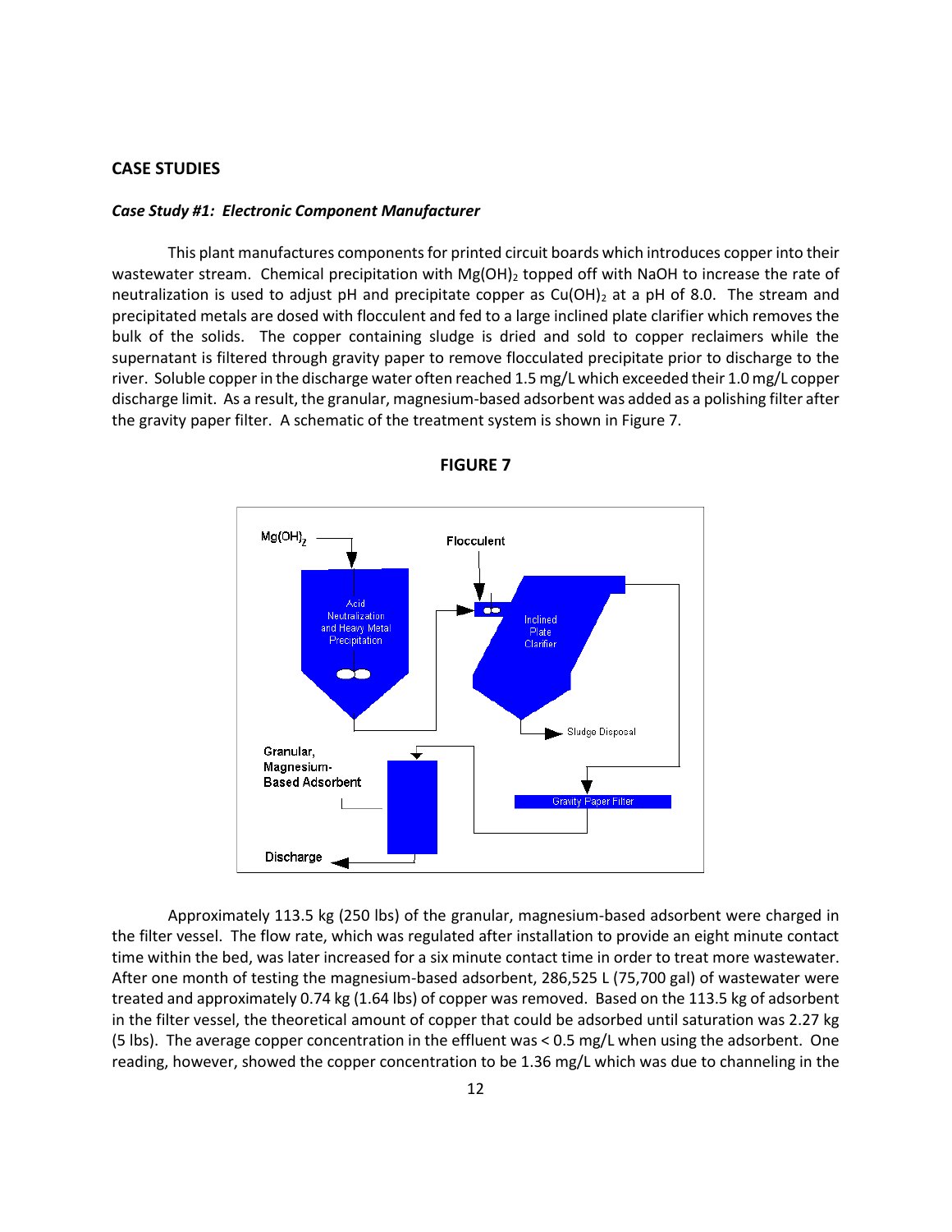## CASE STUDIES

### *Case Study #1: Electronic Component Manufacturer*

This plant manufactures components for printed circuit boards which introduces copper into their wastewater stream. Chemical precipitation with $Mg(OH)_2$ topped off with NaOH to increase the rate of neutralization is used to adjust pH and precipitate copper as $Cu(OH)_2$ at a pH of 8.0. The stream and precipitated metals are dosed with flocculent and fed to a large inclined plate clarifier which removes the bulk of the solids. The copper containing sludge is dried and sold to copper reclaimers while the supernatant is filtered through gravity paper to remove flocculated precipitate prior to discharge to the river. Soluble copper in the discharge water often reached 1.5 mg/L which exceeded their 1.0 mg/L copper discharge limit. As a result, the granular, magnesium-based adsorbent was added as a polishing filter after the gravity paper filter. A schematic of the treatment system is shown in Figure 7.

**FIGURE 7**

$Mg(OH)_2$

Flocculent

Acid Neutralization and Heavy Metal Precipitation

Inclined Plate Clarifier

Sludge Disposal

Granular, Magnesium-Based Adsorbent

Gravity Paper Filter

Discharge

Approximately 113.5 kg (250 lbs) of the granular, magnesium-based adsorbent were charged in the filter vessel. The flow rate, which was regulated after installation to provide an eight minute contact time within the bed, was later increased for a six minute contact time in order to treat more wastewater. After one month of testing the magnesium-based adsorbent, 286,525 L (75,700 gal) of wastewater were treated and approximately 0.74 kg (1.64 lbs) of copper was removed. Based on the 113.5 kg of adsorbent in the filter vessel, the theoretical amount of copper that could be adsorbed until saturation was 2.27 kg (5 lbs). The average copper concentration in the effluent was < 0.5 mg/L when using the adsorbent. One reading, however, showed the copper concentration to be 1.36 mg/L which was due to channeling in the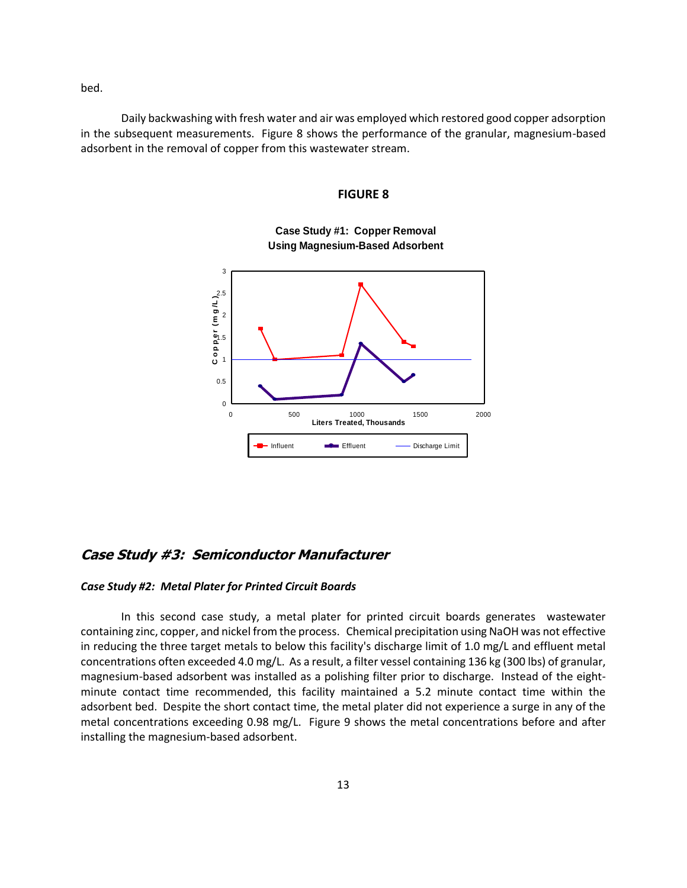bed.

Daily backwashing with fresh water and air was employed which restored good copper adsorption in the subsequent measurements. Figure 8 shows the performance of the granular, magnesium-based adsorbent in the removal of copper from this wastewater stream.

**FIGURE 8**

**Case Study #1: Copper Removal Using Magnesium-Based Adsorbent**

## *Case Study #3: Semiconductor Manufacturer*

### *Case Study #2: Metal Plater for Printed Circuit Boards*

In this second case study, a metal plater for printed circuit boards generates wastewater containing zinc, copper, and nickel from the process. Chemical precipitation using NaOH was not effective in reducing the three target metals to below this facility's discharge limit of 1.0 mg/L and effluent metal concentrations often exceeded 4.0 mg/L. As a result, a filter vessel containing 136 kg (300 lbs) of granular, magnesium-based adsorbent was installed as a polishing filter prior to discharge. Instead of the eight-minute contact time recommended, this facility maintained a 5.2 minute contact time within the adsorbent bed. Despite the short contact time, the metal plater did not experience a surge in any of the metal concentrations exceeding 0.98 mg/L. Figure 9 shows the metal concentrations before and after installing the magnesium-based adsorbent.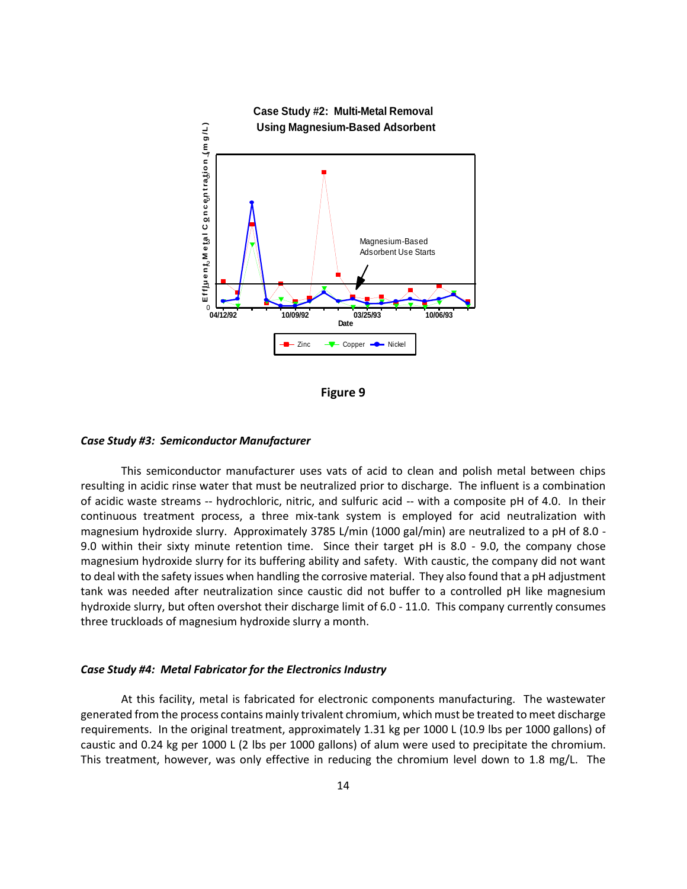Figure 9

### *Case Study #3: Semiconductor Manufacturer*

This semiconductor manufacturer uses vats of acid to clean and polish metal between chips resulting in acidic rinse water that must be neutralized prior to discharge. The influent is a combination of acidic waste streams -- hydrochloric, nitric, and sulfuric acid -- with a composite pH of 4.0. In their continuous treatment process, a three mix-tank system is employed for acid neutralization with magnesium hydroxide slurry. Approximately 3785 L/min (1000 gal/min) are neutralized to a pH of 8.0 - 9.0 within their sixty minute retention time. Since their target pH is 8.0 - 9.0, the company chose magnesium hydroxide slurry for its buffering ability and safety. With caustic, the company did not want to deal with the safety issues when handling the corrosive material. They also found that a pH adjustment tank was needed after neutralization since caustic did not buffer to a controlled pH like magnesium hydroxide slurry, but often overshot their discharge limit of 6.0 - 11.0. This company currently consumes three truckloads of magnesium hydroxide slurry a month.

### *Case Study #4: Metal Fabricator for the Electronics Industry*

At this facility, metal is fabricated for electronic components manufacturing. The wastewater generated from the process contains mainly trivalent chromium, which must be treated to meet discharge requirements. In the original treatment, approximately 1.31 kg per 1000 L (10.9 lbs per 1000 gallons) of caustic and 0.24 kg per 1000 L (2 lbs per 1000 gallons) of alum were used to precipitate the chromium. This treatment, however, was only effective in reducing the chromium level down to 1.8 mg/L. The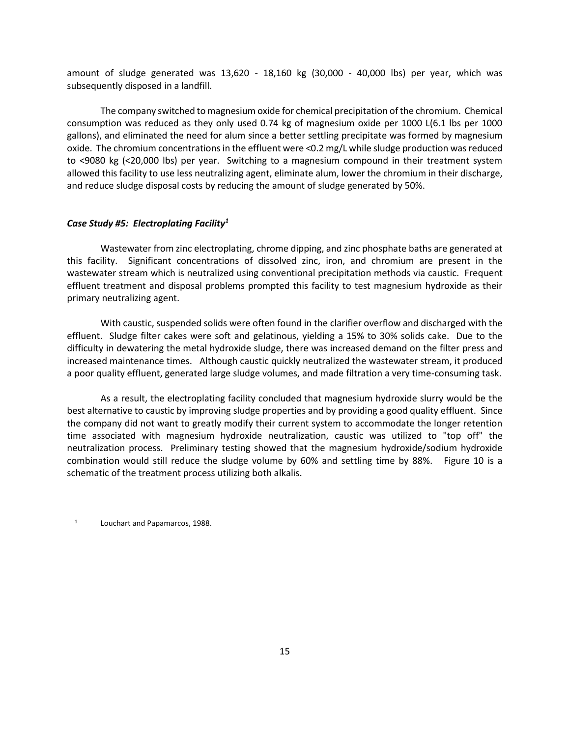amount of sludge generated was 13,620 - 18,160 kg (30,000 - 40,000 lbs) per year, which was subsequently disposed in a landfill.

The company switched to magnesium oxide for chemical precipitation of the chromium. Chemical consumption was reduced as they only used 0.74 kg of magnesium oxide per 1000 L(6.1 lbs per 1000 gallons), and eliminated the need for alum since a better settling precipitate was formed by magnesium oxide. The chromium concentrations in the effluent were <0.2 mg/L while sludge production was reduced to <9080 kg (<20,000 lbs) per year. Switching to a magnesium compound in their treatment system allowed this facility to use less neutralizing agent, eliminate alum, lower the chromium in their discharge, and reduce sludge disposal costs by reducing the amount of sludge generated by 50%.

### *Case Study #5: Electroplating Facility*[1]

Wastewater from zinc electroplating, chrome dipping, and zinc phosphate baths are generated at this facility. Significant concentrations of dissolved zinc, iron, and chromium are present in the wastewater stream which is neutralized using conventional precipitation methods via caustic. Frequent effluent treatment and disposal problems prompted this facility to test magnesium hydroxide as their primary neutralizing agent.

With caustic, suspended solids were often found in the clarifier overflow and discharged with the effluent. Sludge filter cakes were soft and gelatinous, yielding a 15% to 30% solids cake. Due to the difficulty in dewatering the metal hydroxide sludge, there was increased demand on the filter press and increased maintenance times. Although caustic quickly neutralized the wastewater stream, it produced a poor quality effluent, generated large sludge volumes, and made filtration a very time-consuming task.

As a result, the electroplating facility concluded that magnesium hydroxide slurry would be the best alternative to caustic by improving sludge properties and by providing a good quality effluent. Since the company did not want to greatly modify their current system to accommodate the longer retention time associated with magnesium hydroxide neutralization, caustic was utilized to "top off" the neutralization process. Preliminary testing showed that the magnesium hydroxide/sodium hydroxide combination would still reduce the sludge volume by 60% and settling time by 88%. Figure 10 is a schematic of the treatment process utilizing both alkalis.

[1] Louchart and Papamarcos, 1988.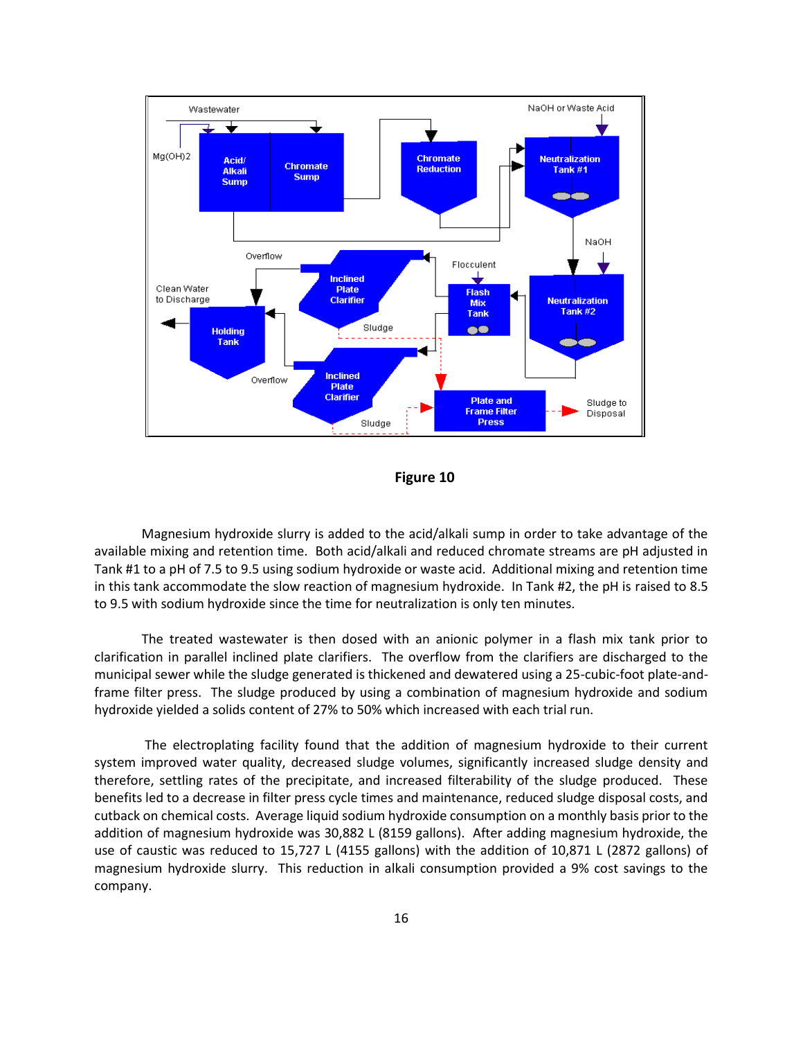**Figure 10**

Magnesium hydroxide slurry is added to the acid/alkali sump in order to take advantage of the available mixing and retention time. Both acid/alkali and reduced chromate streams are pH adjusted in Tank #1 to a pH of 7.5 to 9.5 using sodium hydroxide or waste acid. Additional mixing and retention time in this tank accommodate the slow reaction of magnesium hydroxide. In Tank #2, the pH is raised to 8.5 to 9.5 with sodium hydroxide since the time for neutralization is only ten minutes.

The treated wastewater is then dosed with an anionic polymer in a flash mix tank prior to clarification in parallel inclined plate clarifiers. The overflow from the clarifiers are discharged to the municipal sewer while the sludge generated is thickened and dewatered using a 25-cubic-foot plate-and-frame filter press. The sludge produced by using a combination of magnesium hydroxide and sodium hydroxide yielded a solids content of 27% to 50% which increased with each trial run.

The electroplating facility found that the addition of magnesium hydroxide to their current system improved water quality, decreased sludge volumes, significantly increased sludge density and therefore, settling rates of the precipitate, and increased filterability of the sludge produced. These benefits led to a decrease in filter press cycle times and maintenance, reduced sludge disposal costs, and cutback on chemical costs. Average liquid sodium hydroxide consumption on a monthly basis prior to the addition of magnesium hydroxide was 30,882 L (8159 gallons). After adding magnesium hydroxide, the use of caustic was reduced to 15,727 L (4155 gallons) with the addition of 10,871 L (2872 gallons) of magnesium hydroxide slurry. This reduction in alkali consumption provided a 9% cost savings to the company.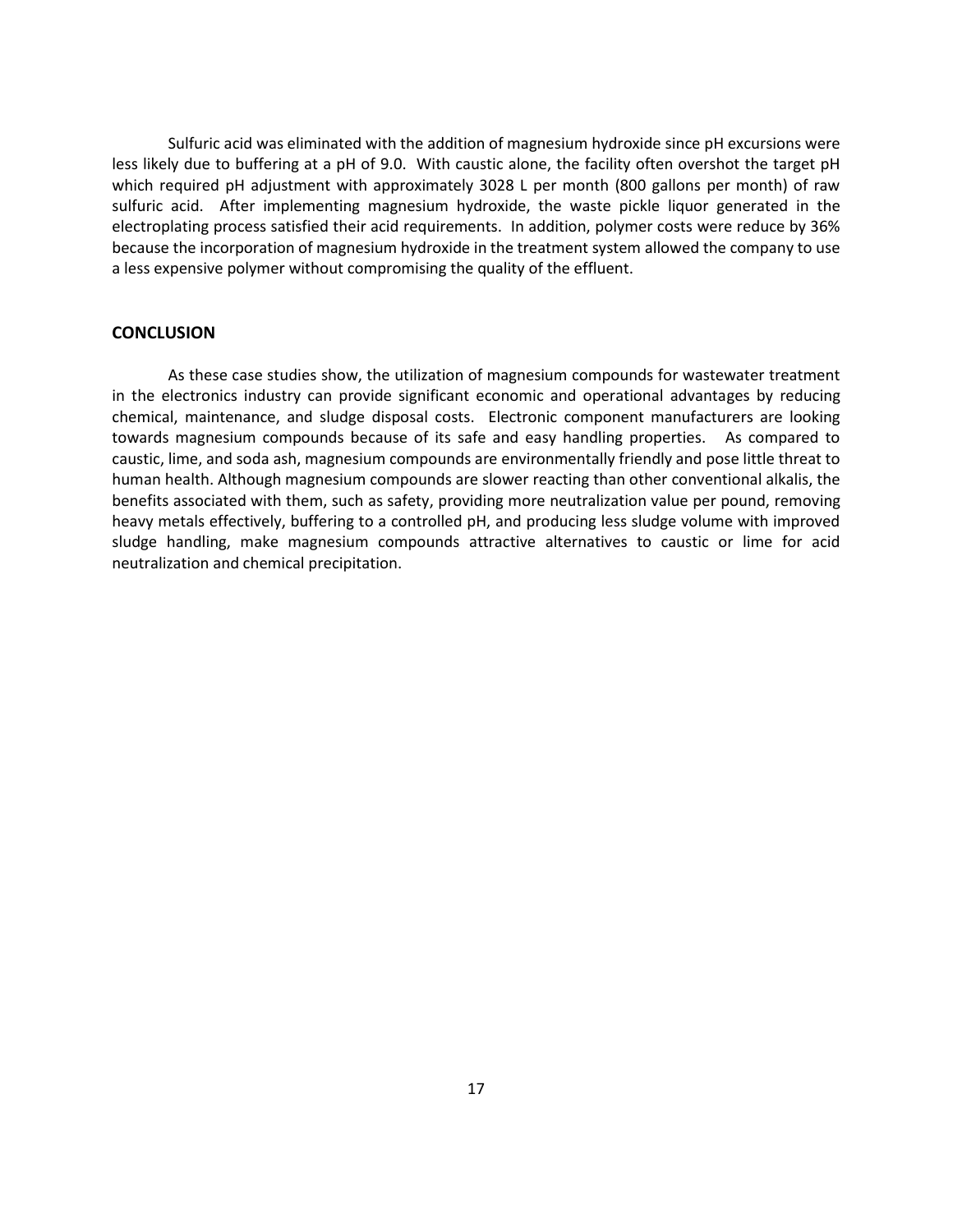Sulfuric acid was eliminated with the addition of magnesium hydroxide since pH excursions were less likely due to buffering at a pH of 9.0. With caustic alone, the facility often overshot the target pH which required pH adjustment with approximately 3028 L per month (800 gallons per month) of raw sulfuric acid. After implementing magnesium hydroxide, the waste pickle liquor generated in the electroplating process satisfied their acid requirements. In addition, polymer costs were reduce by 36% because the incorporation of magnesium hydroxide in the treatment system allowed the company to use a less expensive polymer without compromising the quality of the effluent.

## CONCLUSION

As these case studies show, the utilization of magnesium compounds for wastewater treatment in the electronics industry can provide significant economic and operational advantages by reducing chemical, maintenance, and sludge disposal costs. Electronic component manufacturers are looking towards magnesium compounds because of its safe and easy handling properties. As compared to caustic, lime, and soda ash, magnesium compounds are environmentally friendly and pose little threat to human health. Although magnesium compounds are slower reacting than other conventional alkalis, the benefits associated with them, such as safety, providing more neutralization value per pound, removing heavy metals effectively, buffering to a controlled pH, and producing less sludge volume with improved sludge handling, make magnesium compounds attractive alternatives to caustic or lime for acid neutralization and chemical precipitation.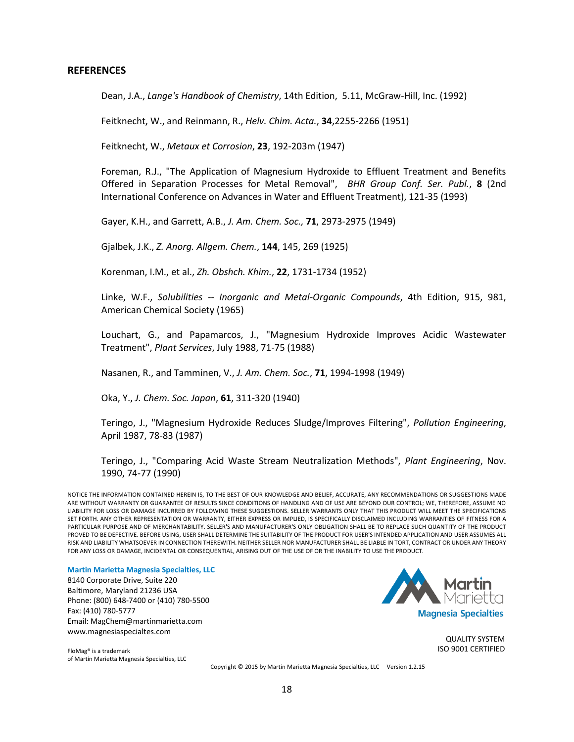## REFERENCES

Dean, J.A., *Lange's Handbook of Chemistry*, 14th Edition, 5.11, McGraw-Hill, Inc. (1992)

Feitknecht, W., and Reinmann, R., *Helv. Chim. Acta.*, **34**,2255-2266 (1951)

Feitknecht, W., *Metaux et Corrosion*, **23**, 192-203m (1947)

Foreman, R.J., "The Application of Magnesium Hydroxide to Effluent Treatment and Benefits Offered in Separation Processes for Metal Removal", *BHR Group Conf. Ser. Publ.*, **8** (2nd International Conference on Advances in Water and Effluent Treatment), 121-35 (1993)

Gayer, K.H., and Garrett, A.B., *J. Am. Chem. Soc.,* **71**, 2973-2975 (1949)

Gjalbek, J.K., *Z. Anorg. Allgem. Chem.*, **144**, 145, 269 (1925)

Korenman, I.M., et al., *Zh. Obshch. Khim.*, **22**, 1731-1734 (1952)

Linke, W.F., *Solubilities -- Inorganic and Metal-Organic Compounds*, 4th Edition, 915, 981, American Chemical Society (1965)

Louchart, G., and Papamarcos, J., "Magnesium Hydroxide Improves Acidic Wastewater Treatment", *Plant Services*, July 1988, 71-75 (1988)

Nasanen, R., and Tamminen, V., *J. Am. Chem. Soc.*, **71**, 1994-1998 (1949)

Oka, Y., *J. Chem. Soc. Japan*, **61**, 311-320 (1940)

Teringo, J., "Magnesium Hydroxide Reduces Sludge/Improves Filtering", *Pollution Engineering*, April 1987, 78-83 (1987)

Teringo, J., "Comparing Acid Waste Stream Neutralization Methods", *Plant Engineering*, Nov. 1990, 74-77 (1990)

NOTICE THE INFORMATION CONTAINED HEREIN IS, TO THE BEST OF OUR KNOWLEDGE AND BELIEF, ACCURATE, ANY RECOMMENDATIONS OR SUGGESTIONS MADE ARE WITHOUT WARRANTY OR GUARANTEE OF RESULTS SINCE CONDITIONS OF HANDLING AND OF USE ARE BEYOND OUR CONTROL; WE, THEREFORE, ASSUME NO LIABILITY FOR LOSS OR DAMAGE INCURRED BY FOLLOWING THESE SUGGESTIONS. SELLER WARRANTS ONLY THAT THIS PRODUCT WILL MEET THE SPECIFICATIONS SET FORTH. ANY OTHER REPRESENTATION OR WARRANTY, EITHER EXPRESS OR IMPLIED, IS SPECIFICALLY DISCLAIMED INCLUDING WARRANTIES OF FITNESS FOR A PARTICULAR PURPOSE AND OF MERCHANTABILITY. SELLER'S AND MANUFACTURER'S ONLY OBLIGATION SHALL BE TO REPLACE SUCH QUANTITY OF THE PRODUCT PROVED TO BE DEFECTIVE. BEFORE USING, USER SHALL DETERMINE THE SUITABILITY OF THE PRODUCT FOR USER'S INTENDED APPLICATION AND USER ASSUMES ALL RISK AND LIABILITY WHATSOEVER IN CONNECTION THEREWITH. NEITHER SELLER NOR MANUFACTURER SHALL BE LIABLE IN TORT, CONTRACT OR UNDER ANY THEORY FOR ANY LOSS OR DAMAGE, INCIDENTAL OR CONSEQUENTIAL, ARISING OUT OF THE USE OF OR THE INABILITY TO USE THE PRODUCT.

**Martin Marietta Magnesia Specialties, LLC**
8140 Corporate Drive, Suite 220
Baltimore, Maryland 21236 USA
Phone: (800) 648-7400 or (410) 780-5500
Fax: (410) 780-5777
Email: MagChem@martinmarietta.com
www.magnesiaspecialtes.com

Martin Marietta
Magnesia Specialties

QUALITY SYSTEM
ISO 9001 CERTIFIED

FloMag® is a trademark
of Martin Marietta Magnesia Specialties, LLC

Copyright © 2015 by Martin Marietta Magnesia Specialties, LLC Version 1.2.15